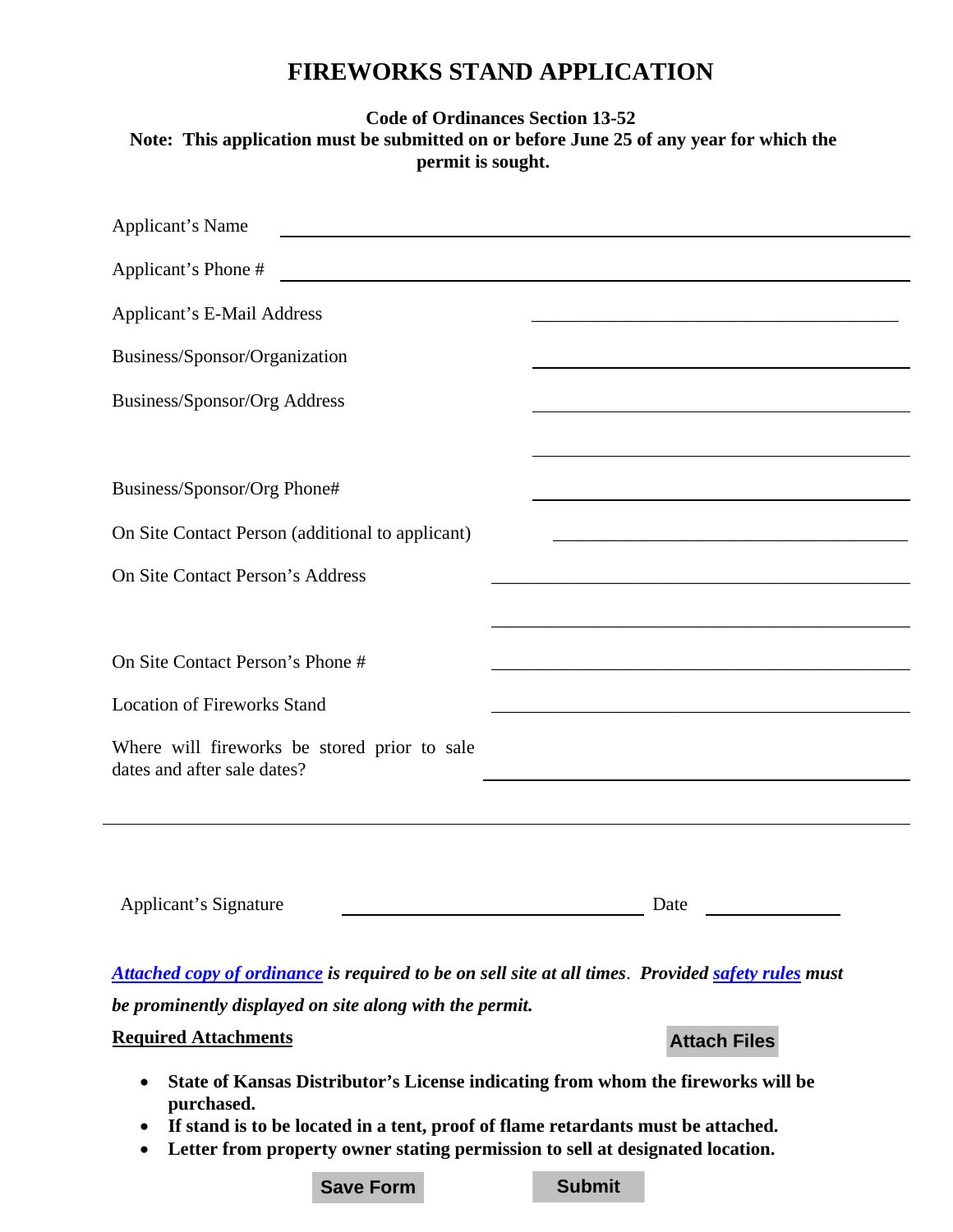# FIREWORKS STAND APPLICATION

**Code of Ordinances Section 13-52**
**Note: This application must be submitted on or before June 25 of any year for which the permit is sought.**

Applicant's Name ______________________________

Applicant's Phone # ______________________________

Applicant's E-Mail Address ______________________________

Business/Sponsor/Organization ______________________________

Business/Sponsor/Org Address ______________________________

______________________________

Business/Sponsor/Org Phone# ______________________________

On Site Contact Person (additional to applicant) ______________________________

On Site Contact Person's Address ______________________________

______________________________

On Site Contact Person's Phone # ______________________________

Location of Fireworks Stand ______________________________

Where will fireworks be stored prior to sale dates and after sale dates? ______________________________

______________________________

Applicant's Signature ______________________________ Date ______________

***Attached copy of ordinance** is required to be on sell site at all times. Provided **safety rules** must be prominently displayed on site along with the permit.*

**Required Attachments**

Attach Files

- **State of Kansas Distributor's License indicating from whom the fireworks will be purchased.**
- **If stand is to be located in a tent, proof of flame retardants must be attached.**
- **Letter from property owner stating permission to sell at designated location.**

Save Form Submit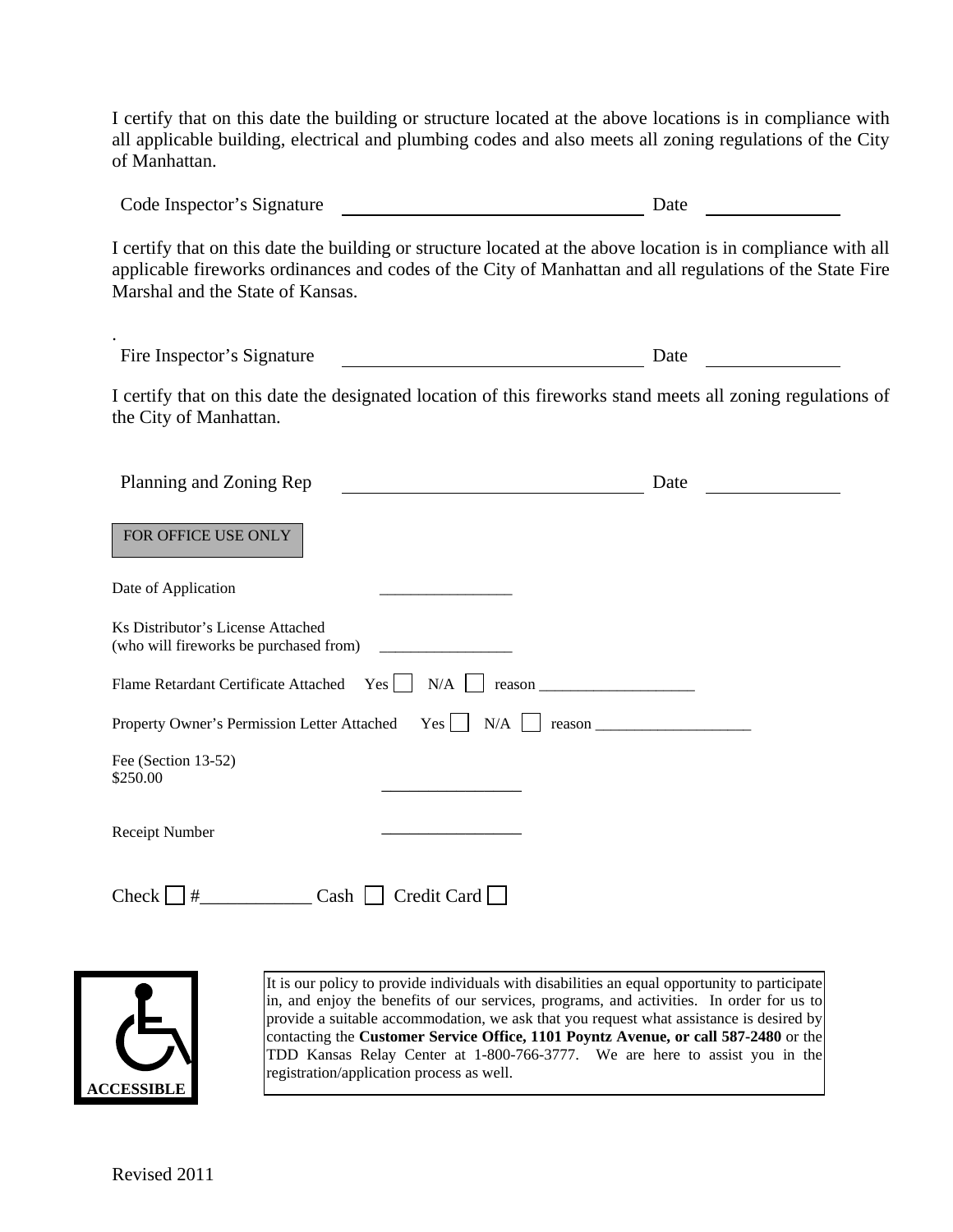I certify that on this date the building or structure located at the above locations is in compliance with all applicable building, electrical and plumbing codes and also meets all zoning regulations of the City of Manhattan.

Code Inspector's Signature \_\_\_\_\_\_\_\_\_\_\_\_\_\_\_\_\_\_\_\_\_\_\_\_\_\_\_\_\_\_\_\_ Date \_\_\_\_\_\_\_\_\_\_\_\_\_\_

I certify that on this date the building or structure located at the above location is in compliance with all applicable fireworks ordinances and codes of the City of Manhattan and all regulations of the State Fire Marshal and the State of Kansas.

.

Fire Inspector's Signature \_\_\_\_\_\_\_\_\_\_\_\_\_\_\_\_\_\_\_\_\_\_\_\_\_\_\_\_\_\_\_\_ Date \_\_\_\_\_\_\_\_\_\_\_\_\_\_

I certify that on this date the designated location of this fireworks stand meets all zoning regulations of the City of Manhattan.

Planning and Zoning Rep \_\_\_\_\_\_\_\_\_\_\_\_\_\_\_\_\_\_\_\_\_\_\_\_\_\_\_\_\_\_\_\_ Date \_\_\_\_\_\_\_\_\_\_\_\_\_\_

**FOR OFFICE USE ONLY**

Date of Application \_\_\_\_\_\_\_\_\_\_\_\_\_\_\_\_

Ks Distributor's License Attached
(who will fireworks be purchased from) \_\_\_\_\_\_\_\_\_\_\_\_\_\_\_\_

Flame Retardant Certificate Attached Yes ☐ N/A ☐ reason \_\_\_\_\_\_\_\_\_\_\_\_\_\_\_\_\_\_\_

Property Owner's Permission Letter Attached Yes ☐ N/A ☐ reason \_\_\_\_\_\_\_\_\_\_\_\_\_\_\_\_\_\_\_

Fee (Section 13-52)
$250.00 \_\_\_\_\_\_\_\_\_\_\_\_\_\_\_\_

Receipt Number \_\_\_\_\_\_\_\_\_\_\_\_\_\_\_\_

Check ☐ #\_\_\_\_\_\_\_\_\_\_\_\_ Cash ☐ Credit Card ☐

ACCESSIBLE

It is our policy to provide individuals with disabilities an equal opportunity to participate in, and enjoy the benefits of our services, programs, and activities. In order for us to provide a suitable accommodation, we ask that you request what assistance is desired by contacting the **Customer Service Office, 1101 Poyntz Avenue, or call 587-2480** or the TDD Kansas Relay Center at 1-800-766-3777. We are here to assist you in the registration/application process as well.

Revised 2011